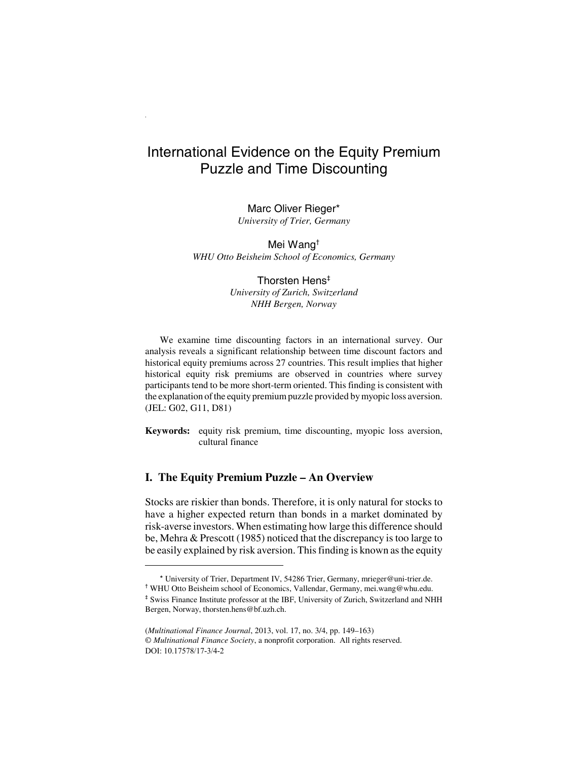# International Evidence on the Equity Premium Puzzle and Time Discounting

Marc Oliver Rieger*
*University of Trier, Germany*

Mei Wang†
*WHU Otto Beisheim School of Economics, Germany*

Thorsten Hens‡
*University of Zurich, Switzerland*
*NHH Bergen, Norway*

We examine time discounting factors in an international survey. Our analysis reveals a significant relationship between time discount factors and historical equity premiums across 27 countries. This result implies that higher historical equity risk premiums are observed in countries where survey participants tend to be more short-term oriented. This finding is consistent with the explanation of the equity premium puzzle provided by myopic loss aversion. (JEL: G02, G11, D81)

**Keywords:** equity risk premium, time discounting, myopic loss aversion, cultural finance

## I. The Equity Premium Puzzle – An Overview

Stocks are riskier than bonds. Therefore, it is only natural for stocks to have a higher expected return than bonds in a market dominated by risk-averse investors. When estimating how large this difference should be, Mehra & Prescott (1985) noticed that the discrepancy is too large to be easily explained by risk aversion. This finding is known as the equity

---

* University of Trier, Department IV, 54286 Trier, Germany, mrieger@uni-trier.de.
† WHU Otto Beisheim school of Economics, Vallendar, Germany, mei.wang@whu.edu.
‡ Swiss Finance Institute professor at the IBF, University of Zurich, Switzerland and NHH Bergen, Norway, thorsten.hens@bf.uzh.ch.

(*Multinational Finance Journal*, 2013, vol. 17, no. 3/4, pp. 149–163)
© *Multinational Finance Society*, a nonprofit corporation. All rights reserved.
DOI: 10.17578/17-3/4-2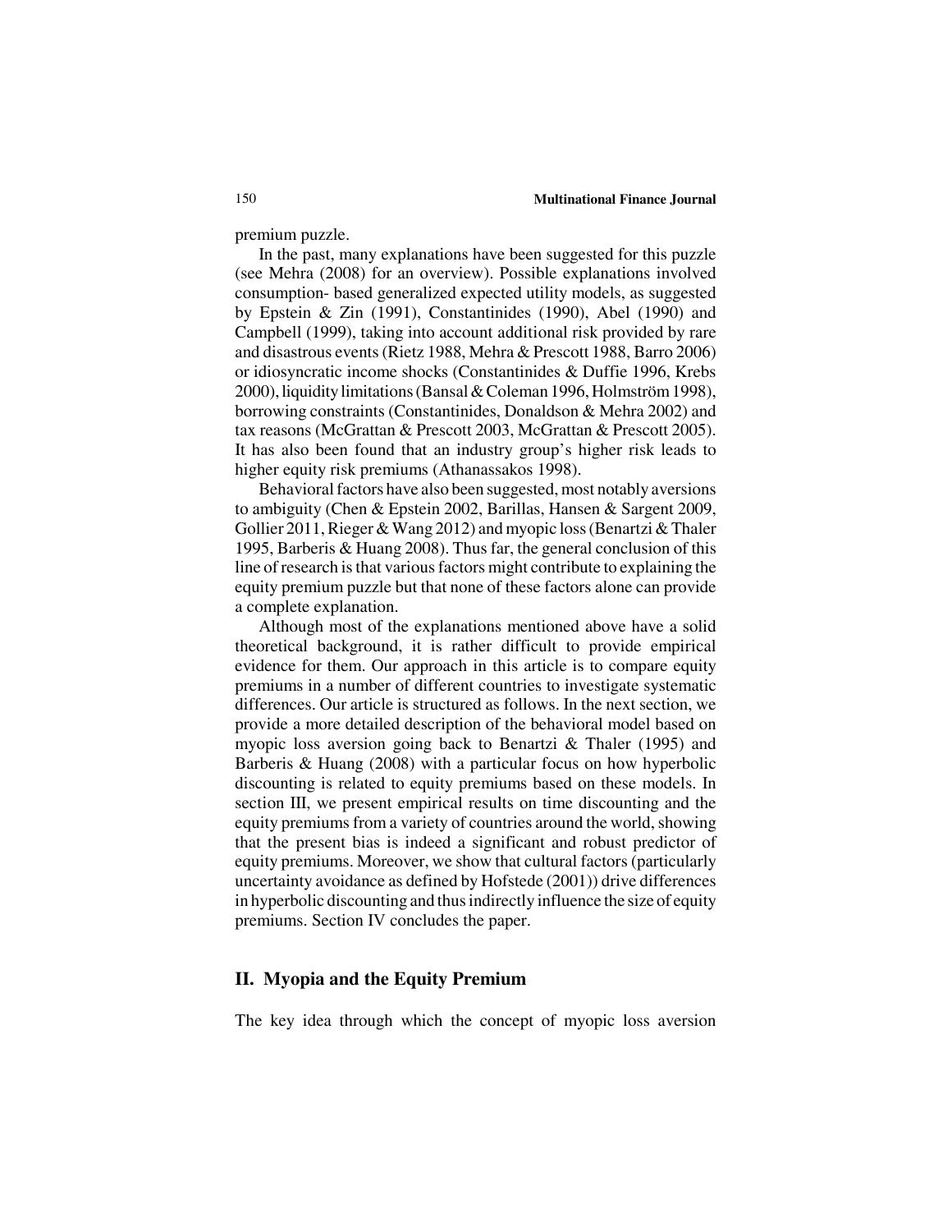premium puzzle.

In the past, many explanations have been suggested for this puzzle (see Mehra (2008) for an overview). Possible explanations involved consumption- based generalized expected utility models, as suggested by Epstein & Zin (1991), Constantinides (1990), Abel (1990) and Campbell (1999), taking into account additional risk provided by rare and disastrous events (Rietz 1988, Mehra & Prescott 1988, Barro 2006) or idiosyncratic income shocks (Constantinides & Duffie 1996, Krebs 2000), liquidity limitations (Bansal & Coleman 1996, Holmström 1998), borrowing constraints (Constantinides, Donaldson & Mehra 2002) and tax reasons (McGrattan & Prescott 2003, McGrattan & Prescott 2005). It has also been found that an industry group's higher risk leads to higher equity risk premiums (Athanassakos 1998).

Behavioral factors have also been suggested, most notably aversions to ambiguity (Chen & Epstein 2002, Barillas, Hansen & Sargent 2009, Gollier 2011, Rieger & Wang 2012) and myopic loss (Benartzi & Thaler 1995, Barberis & Huang 2008). Thus far, the general conclusion of this line of research is that various factors might contribute to explaining the equity premium puzzle but that none of these factors alone can provide a complete explanation.

Although most of the explanations mentioned above have a solid theoretical background, it is rather difficult to provide empirical evidence for them. Our approach in this article is to compare equity premiums in a number of different countries to investigate systematic differences. Our article is structured as follows. In the next section, we provide a more detailed description of the behavioral model based on myopic loss aversion going back to Benartzi & Thaler (1995) and Barberis & Huang (2008) with a particular focus on how hyperbolic discounting is related to equity premiums based on these models. In section III, we present empirical results on time discounting and the equity premiums from a variety of countries around the world, showing that the present bias is indeed a significant and robust predictor of equity premiums. Moreover, we show that cultural factors (particularly uncertainty avoidance as defined by Hofstede (2001)) drive differences in hyperbolic discounting and thus indirectly influence the size of equity premiums. Section IV concludes the paper.

## II. Myopia and the Equity Premium

The key idea through which the concept of myopic loss aversion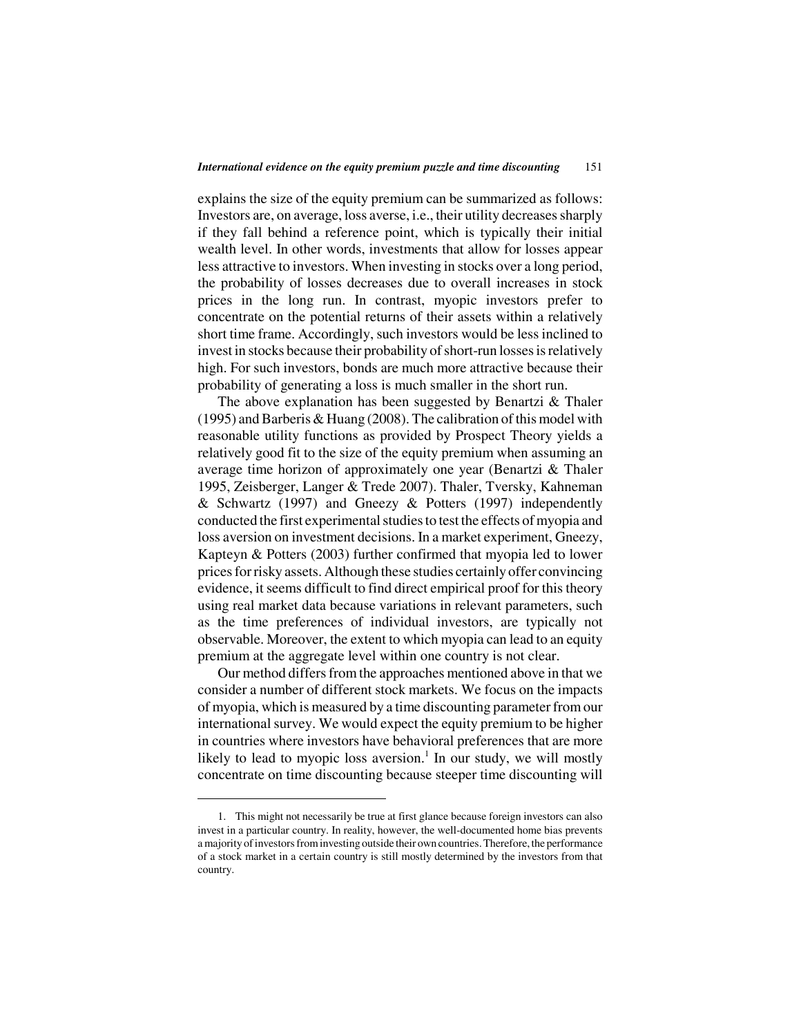explains the size of the equity premium can be summarized as follows: Investors are, on average, loss averse, i.e., their utility decreases sharply if they fall behind a reference point, which is typically their initial wealth level. In other words, investments that allow for losses appear less attractive to investors. When investing in stocks over a long period, the probability of losses decreases due to overall increases in stock prices in the long run. In contrast, myopic investors prefer to concentrate on the potential returns of their assets within a relatively short time frame. Accordingly, such investors would be less inclined to invest in stocks because their probability of short-run losses is relatively high. For such investors, bonds are much more attractive because their probability of generating a loss is much smaller in the short run.

The above explanation has been suggested by Benartzi & Thaler (1995) and Barberis & Huang (2008). The calibration of this model with reasonable utility functions as provided by Prospect Theory yields a relatively good fit to the size of the equity premium when assuming an average time horizon of approximately one year (Benartzi & Thaler 1995, Zeisberger, Langer & Trede 2007). Thaler, Tversky, Kahneman & Schwartz (1997) and Gneezy & Potters (1997) independently conducted the first experimental studies to test the effects of myopia and loss aversion on investment decisions. In a market experiment, Gneezy, Kapteyn & Potters (2003) further confirmed that myopia led to lower prices for risky assets. Although these studies certainly offer convincing evidence, it seems difficult to find direct empirical proof for this theory using real market data because variations in relevant parameters, such as the time preferences of individual investors, are typically not observable. Moreover, the extent to which myopia can lead to an equity premium at the aggregate level within one country is not clear.

Our method differs from the approaches mentioned above in that we consider a number of different stock markets. We focus on the impacts of myopia, which is measured by a time discounting parameter from our international survey. We would expect the equity premium to be higher in countries where investors have behavioral preferences that are more likely to lead to myopic loss aversion.[1] In our study, we will mostly concentrate on time discounting because steeper time discounting will

---

1. This might not necessarily be true at first glance because foreign investors can also invest in a particular country. In reality, however, the well-documented home bias prevents a majority of investors from investing outside their own countries. Therefore, the performance of a stock market in a certain country is still mostly determined by the investors from that country.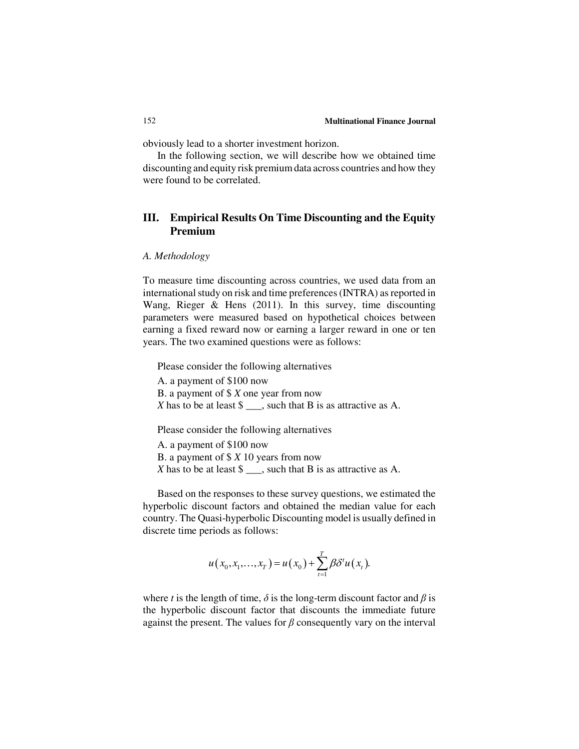obviously lead to a shorter investment horizon.

In the following section, we will describe how we obtained time discounting and equity risk premium data across countries and how they were found to be correlated.

## III. Empirical Results On Time Discounting and the Equity Premium

### *A. Methodology*

To measure time discounting across countries, we used data from an international study on risk and time preferences (INTRA) as reported in Wang, Rieger & Hens (2011). In this survey, time discounting parameters were measured based on hypothetical choices between earning a fixed reward now or earning a larger reward in one or ten years. The two examined questions were as follows:

Please consider the following alternatives

A. a payment of $100 now

B. a payment of $ *X* one year from now

*X* has to be at least $ ___, such that B is as attractive as A.

Please consider the following alternatives

A. a payment of $100 now

B. a payment of $ *X* 10 years from now

*X* has to be at least $ ___, such that B is as attractive as A.

Based on the responses to these survey questions, we estimated the hyperbolic discount factors and obtained the median value for each country. The Quasi-hyperbolic Discounting model is usually defined in discrete time periods as follows:

$$u\left(x_0, x_1, \ldots, x_T\right) = u\left(x_0\right) + \sum_{t=1}^{T} \beta\delta^t u\left(x_t\right).$$

where $t$ is the length of time, $\delta$ is the long-term discount factor and $\beta$ is the hyperbolic discount factor that discounts the immediate future against the present. The values for $\beta$ consequently vary on the interval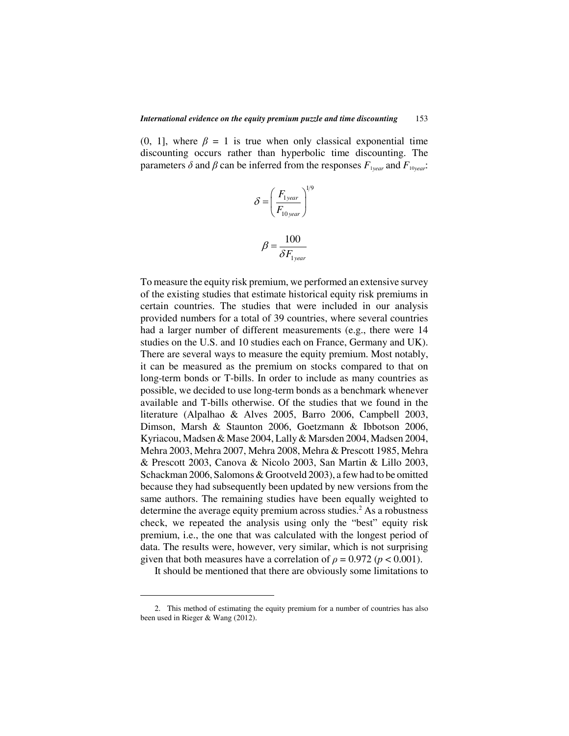(0, 1], where $\beta = 1$ is true when only classical exponential time discounting occurs rather than hyperbolic time discounting. The parameters $\delta$ and $\beta$ can be inferred from the responses $F_{1year}$ and $F_{10year}$:

$$\delta = \left( \frac{F_{1year}}{F_{10year}} \right)^{1/9}$$

$$\beta = \frac{100}{\delta F_{1year}}$$

To measure the equity risk premium, we performed an extensive survey of the existing studies that estimate historical equity risk premiums in certain countries. The studies that were included in our analysis provided numbers for a total of 39 countries, where several countries had a larger number of different measurements (e.g., there were 14 studies on the U.S. and 10 studies each on France, Germany and UK). There are several ways to measure the equity premium. Most notably, it can be measured as the premium on stocks compared to that on long-term bonds or T-bills. In order to include as many countries as possible, we decided to use long-term bonds as a benchmark whenever available and T-bills otherwise. Of the studies that we found in the literature (Alpalhao & Alves 2005, Barro 2006, Campbell 2003, Dimson, Marsh & Staunton 2006, Goetzmann & Ibbotson 2006, Kyriacou, Madsen & Mase 2004, Lally & Marsden 2004, Madsen 2004, Mehra 2003, Mehra 2007, Mehra 2008, Mehra & Prescott 1985, Mehra & Prescott 2003, Canova & Nicolo 2003, San Martin & Lillo 2003, Schackman 2006, Salomons & Grootveld 2003), a few had to be omitted because they had subsequently been updated by new versions from the same authors. The remaining studies have been equally weighted to determine the average equity premium across studies.[2] As a robustness check, we repeated the analysis using only the "best" equity risk premium, i.e., the one that was calculated with the longest period of data. The results were, however, very similar, which is not surprising given that both measures have a correlation of $\rho = 0.972$ ($p < 0.001$).

It should be mentioned that there are obviously some limitations to

2. This method of estimating the equity premium for a number of countries has also been used in Rieger & Wang (2012).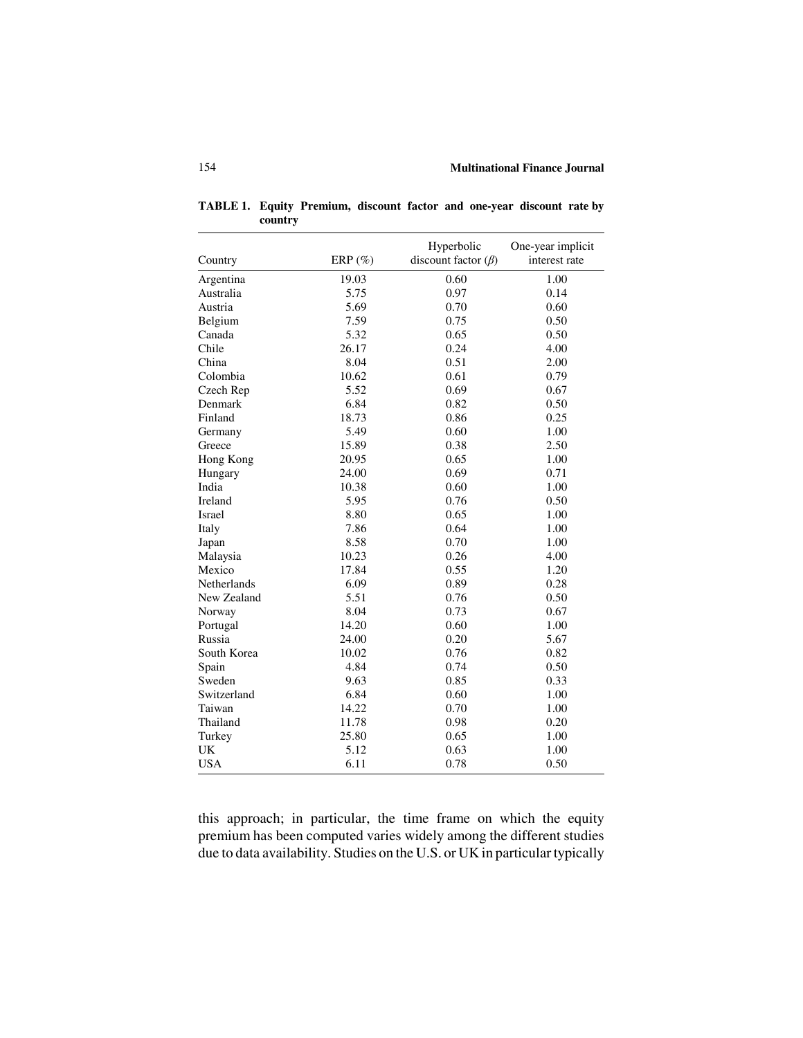**TABLE 1. Equity Premium, discount factor and one-year discount rate by country**

| Country | ERP (%) | Hyperbolic discount factor ($\beta$) | One-year implicit interest rate |
|---|---|---|---|
| Argentina | 19.03 | 0.60 | 1.00 |
| Australia | 5.75 | 0.97 | 0.14 |
| Austria | 5.69 | 0.70 | 0.60 |
| Belgium | 7.59 | 0.75 | 0.50 |
| Canada | 5.32 | 0.65 | 0.50 |
| Chile | 26.17 | 0.24 | 4.00 |
| China | 8.04 | 0.51 | 2.00 |
| Colombia | 10.62 | 0.61 | 0.79 |
| Czech Rep | 5.52 | 0.69 | 0.67 |
| Denmark | 6.84 | 0.82 | 0.50 |
| Finland | 18.73 | 0.86 | 0.25 |
| Germany | 5.49 | 0.60 | 1.00 |
| Greece | 15.89 | 0.38 | 2.50 |
| Hong Kong | 20.95 | 0.65 | 1.00 |
| Hungary | 24.00 | 0.69 | 0.71 |
| India | 10.38 | 0.60 | 1.00 |
| Ireland | 5.95 | 0.76 | 0.50 |
| Israel | 8.80 | 0.65 | 1.00 |
| Italy | 7.86 | 0.64 | 1.00 |
| Japan | 8.58 | 0.70 | 1.00 |
| Malaysia | 10.23 | 0.26 | 4.00 |
| Mexico | 17.84 | 0.55 | 1.20 |
| Netherlands | 6.09 | 0.89 | 0.28 |
| New Zealand | 5.51 | 0.76 | 0.50 |
| Norway | 8.04 | 0.73 | 0.67 |
| Portugal | 14.20 | 0.60 | 1.00 |
| Russia | 24.00 | 0.20 | 5.67 |
| South Korea | 10.02 | 0.76 | 0.82 |
| Spain | 4.84 | 0.74 | 0.50 |
| Sweden | 9.63 | 0.85 | 0.33 |
| Switzerland | 6.84 | 0.60 | 1.00 |
| Taiwan | 14.22 | 0.70 | 1.00 |
| Thailand | 11.78 | 0.98 | 0.20 |
| Turkey | 25.80 | 0.65 | 1.00 |
| UK | 5.12 | 0.63 | 1.00 |
| USA | 6.11 | 0.78 | 0.50 |

this approach; in particular, the time frame on which the equity premium has been computed varies widely among the different studies due to data availability. Studies on the U.S. or UK in particular typically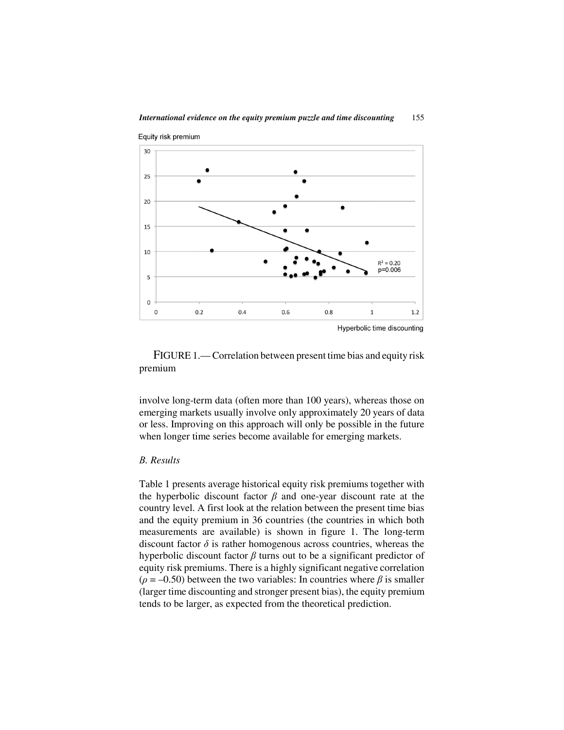FIGURE 1.— Correlation between present time bias and equity risk premium

involve long-term data (often more than 100 years), whereas those on emerging markets usually involve only approximately 20 years of data or less. Improving on this approach will only be possible in the future when longer time series become available for emerging markets.

### *B. Results*

Table 1 presents average historical equity risk premiums together with the hyperbolic discount factor $\beta$ and one-year discount rate at the country level. A first look at the relation between the present time bias and the equity premium in 36 countries (the countries in which both measurements are available) is shown in figure 1. The long-term discount factor $\delta$ is rather homogenous across countries, whereas the hyperbolic discount factor $\beta$ turns out to be a significant predictor of equity risk premiums. There is a highly significant negative correlation ($\rho = -0.50$) between the two variables: In countries where $\beta$ is smaller (larger time discounting and stronger present bias), the equity premium tends to be larger, as expected from the theoretical prediction.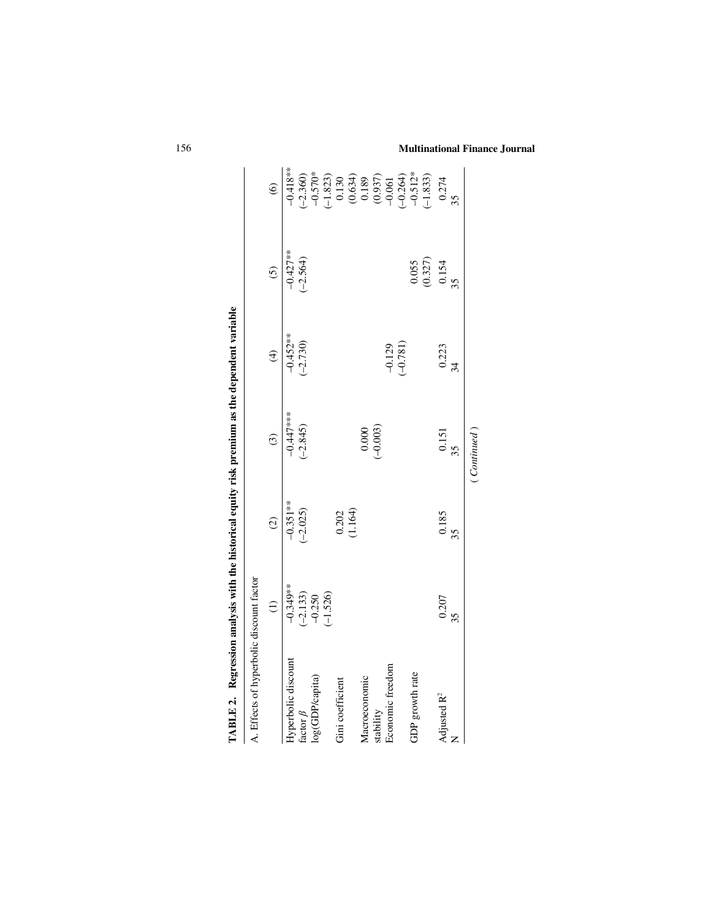**TABLE 2. Regression analysis with the historical equity risk premium as the dependent variable**

A. Effects of hyperbolic discount factor

| | (1) | (2) | (3) | (4) | (5) | (6) |
|---|---|---|---|---|---|---|
| Hyperbolic discount factor $\beta$ | –0.349** | –0.351** | –0.447*** | –0.452** | –0.427** | –0.418** |
| | (–2.133) | (–2.025) | (–2.845) | (–2.730) | (–2.564) | (–2.360) |
| log(GDP/capita) | –0.250 | | | | | –0.570* |
| | (–1.526) | | | | | (–1.823) |
| Gini coefficient | | 0.202 | | | | 0.130 |
| | | (1.164) | | | | (0.634) |
| Macroeconomic stability | | | 0.000 | | | 0.189 |
| | | | (–0.003) | | | (0.937) |
| Economic freedom | | | | –0.129 | | –0.061 |
| | | | | (–0.781) | | (–0.264) |
| GDP growth rate | | | | | 0.055 | –0.512* |
| | | | | | (0.327) | (–1.833) |
| Adjusted $R^2$ | 0.207 | 0.185 | 0.151 | 0.223 | 0.154 | 0.274 |
| N | 35 | 35 | 35 | 34 | 35 | 35 |

(*Continued*)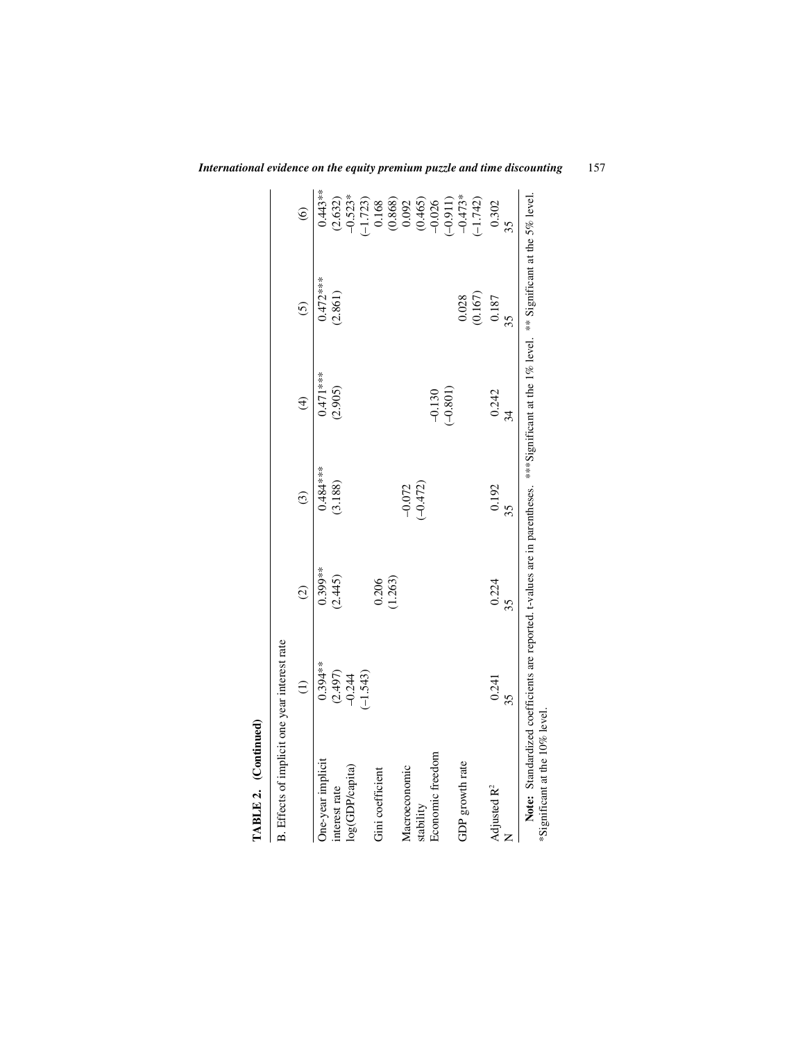**TABLE 2. (Continued)**

B. Effects of implicit one year interest rate

| | (1) | (2) | (3) | (4) | (5) | (6) |
|---|---|---|---|---|---|---|
| One-year implicit interest rate | 0.394** | 0.399** | 0.484*** | 0.471*** | 0.472*** | 0.443** |
| | (2.497) | (2.445) | (3.188) | (2.905) | (2.861) | (2.632) |
| log(GDP/capita) | −0.244 | | | | | −0.523* |
| | (−1.543) | | | | | (−1.723) |
| Gini coefficient | | 0.206 | | | | 0.168 |
| | | (1.263) | | | | (0.868) |
| Macroeconomic stability | | | −0.072 | | | 0.092 |
| | | | (−0.472) | | | (0.465) |
| Economic freedom | | | | −0.130 | | −0.026 |
| | | | | (−0.801) | | (−0.911) |
| GDP growth rate | | | | | 0.028 | −0.473* |
| | | | | | (0.167) | (−1.742) |
| Adjusted $R^2$ | 0.241 | 0.224 | 0.192 | 0.242 | 0.187 | 0.302 |
| N | 35 | 35 | 35 | 34 | 35 | 35 |

**Note:** Standardized coefficients are reported. t-values are in parentheses. ***Significant at the 1% level. ** Significant at the 5% level. *Significant at the 10% level.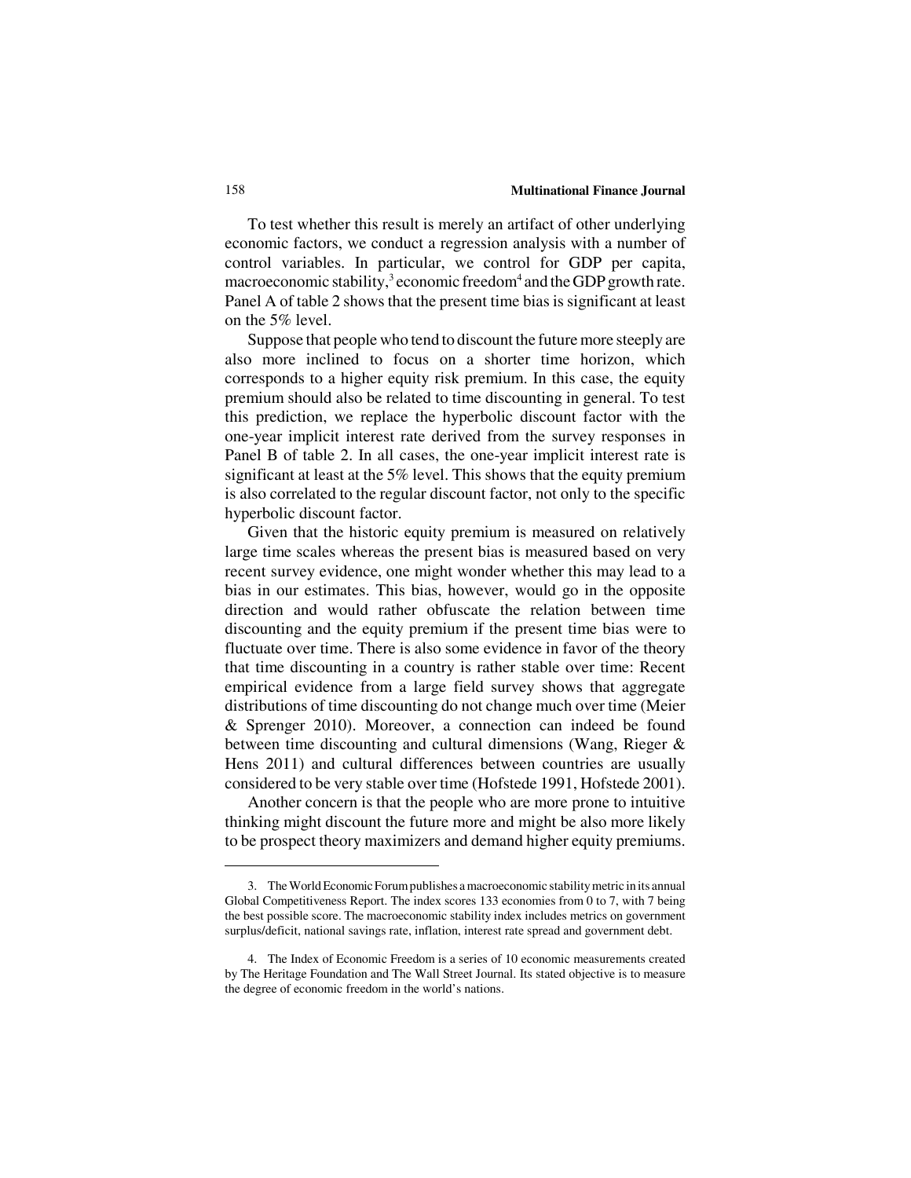To test whether this result is merely an artifact of other underlying economic factors, we conduct a regression analysis with a number of control variables. In particular, we control for GDP per capita, macroeconomic stability,[3] economic freedom[4] and the GDP growth rate. Panel A of table 2 shows that the present time bias is significant at least on the 5% level.

Suppose that people who tend to discount the future more steeply are also more inclined to focus on a shorter time horizon, which corresponds to a higher equity risk premium. In this case, the equity premium should also be related to time discounting in general. To test this prediction, we replace the hyperbolic discount factor with the one-year implicit interest rate derived from the survey responses in Panel B of table 2. In all cases, the one-year implicit interest rate is significant at least at the 5% level. This shows that the equity premium is also correlated to the regular discount factor, not only to the specific hyperbolic discount factor.

Given that the historic equity premium is measured on relatively large time scales whereas the present bias is measured based on very recent survey evidence, one might wonder whether this may lead to a bias in our estimates. This bias, however, would go in the opposite direction and would rather obfuscate the relation between time discounting and the equity premium if the present time bias were to fluctuate over time. There is also some evidence in favor of the theory that time discounting in a country is rather stable over time: Recent empirical evidence from a large field survey shows that aggregate distributions of time discounting do not change much over time (Meier & Sprenger 2010). Moreover, a connection can indeed be found between time discounting and cultural dimensions (Wang, Rieger & Hens 2011) and cultural differences between countries are usually considered to be very stable over time (Hofstede 1991, Hofstede 2001).

Another concern is that the people who are more prone to intuitive thinking might discount the future more and might be also more likely to be prospect theory maximizers and demand higher equity premiums.

---

3. The World Economic Forum publishes a macroeconomic stability metric in its annual Global Competitiveness Report. The index scores 133 economies from 0 to 7, with 7 being the best possible score. The macroeconomic stability index includes metrics on government surplus/deficit, national savings rate, inflation, interest rate spread and government debt.

4. The Index of Economic Freedom is a series of 10 economic measurements created by The Heritage Foundation and The Wall Street Journal. Its stated objective is to measure the degree of economic freedom in the world's nations.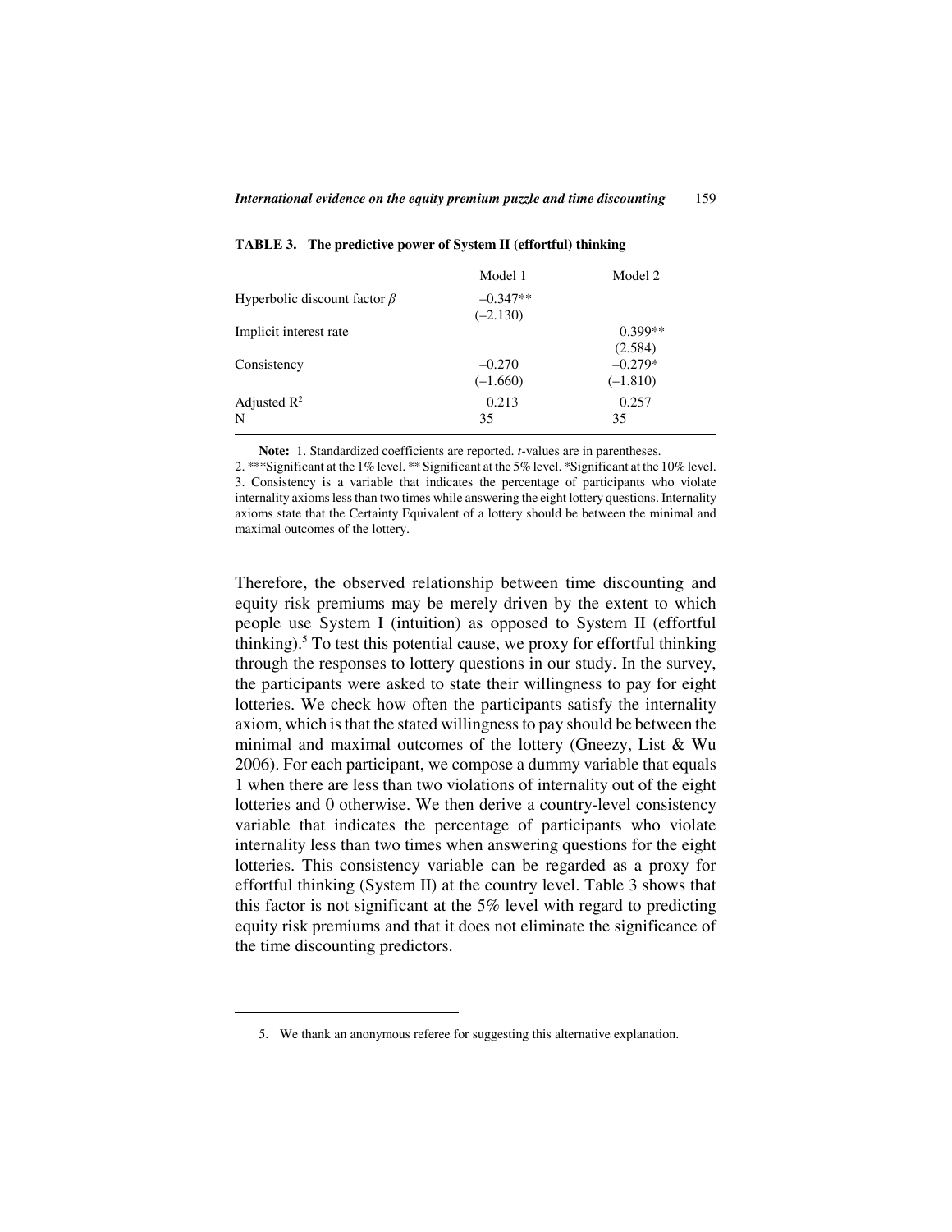**TABLE 3. The predictive power of System II (effortful) thinking**

| | Model 1 | Model 2 |
|---|---|---|
| Hyperbolic discount factor $\beta$ | –0.347** | |
| | (–2.130) | |
| Implicit interest rate | | 0.399** |
| | | (2.584) |
| Consistency | –0.270 | –0.279* |
| | (–1.660) | (–1.810) |
| Adjusted $R^2$ | 0.213 | 0.257 |
| N | 35 | 35 |

**Note:** 1. Standardized coefficients are reported. *t*-values are in parentheses.
2. ***Significant at the 1% level. ** Significant at the 5% level. *Significant at the 10% level.
3. Consistency is a variable that indicates the percentage of participants who violate internality axioms less than two times while answering the eight lottery questions. Internality axioms state that the Certainty Equivalent of a lottery should be between the minimal and maximal outcomes of the lottery.

Therefore, the observed relationship between time discounting and equity risk premiums may be merely driven by the extent to which people use System I (intuition) as opposed to System II (effortful thinking).[5] To test this potential cause, we proxy for effortful thinking through the responses to lottery questions in our study. In the survey, the participants were asked to state their willingness to pay for eight lotteries. We check how often the participants satisfy the internality axiom, which is that the stated willingness to pay should be between the minimal and maximal outcomes of the lottery (Gneezy, List & Wu 2006). For each participant, we compose a dummy variable that equals 1 when there are less than two violations of internality out of the eight lotteries and 0 otherwise. We then derive a country-level consistency variable that indicates the percentage of participants who violate internality less than two times when answering questions for the eight lotteries. This consistency variable can be regarded as a proxy for effortful thinking (System II) at the country level. Table 3 shows that this factor is not significant at the 5% level with regard to predicting equity risk premiums and that it does not eliminate the significance of the time discounting predictors.

5. We thank an anonymous referee for suggesting this alternative explanation.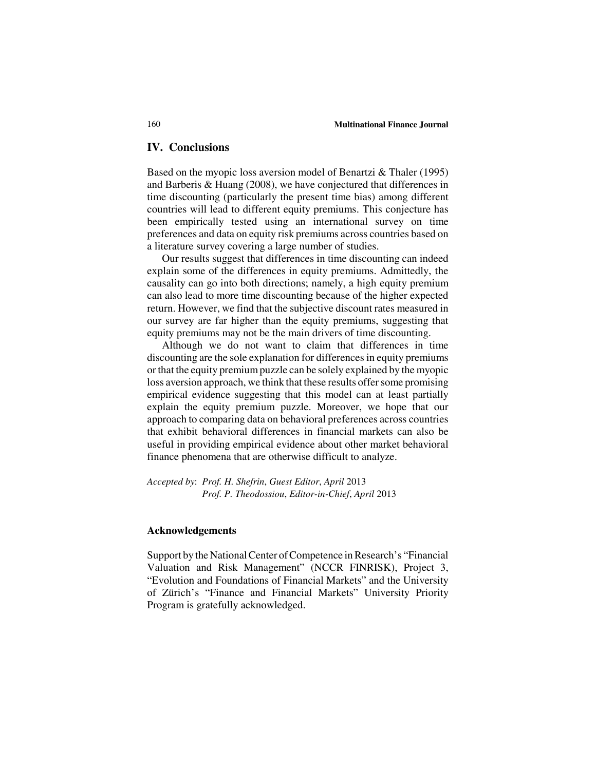## IV. Conclusions

Based on the myopic loss aversion model of Benartzi & Thaler (1995) and Barberis & Huang (2008), we have conjectured that differences in time discounting (particularly the present time bias) among different countries will lead to different equity premiums. This conjecture has been empirically tested using an international survey on time preferences and data on equity risk premiums across countries based on a literature survey covering a large number of studies.

Our results suggest that differences in time discounting can indeed explain some of the differences in equity premiums. Admittedly, the causality can go into both directions; namely, a high equity premium can also lead to more time discounting because of the higher expected return. However, we find that the subjective discount rates measured in our survey are far higher than the equity premiums, suggesting that equity premiums may not be the main drivers of time discounting.

Although we do not want to claim that differences in time discounting are the sole explanation for differences in equity premiums or that the equity premium puzzle can be solely explained by the myopic loss aversion approach, we think that these results offer some promising empirical evidence suggesting that this model can at least partially explain the equity premium puzzle. Moreover, we hope that our approach to comparing data on behavioral preferences across countries that exhibit behavioral differences in financial markets can also be useful in providing empirical evidence about other market behavioral finance phenomena that are otherwise difficult to analyze.

*Accepted by*: *Prof. H. Shefrin*, *Guest Editor*, *April* 2013
*Prof. P. Theodossiou*, *Editor-in-Chief*, *April* 2013

### Acknowledgements

Support by the National Center of Competence in Research's "Financial Valuation and Risk Management" (NCCR FINRISK), Project 3, "Evolution and Foundations of Financial Markets" and the University of Zürich's "Finance and Financial Markets" University Priority Program is gratefully acknowledged.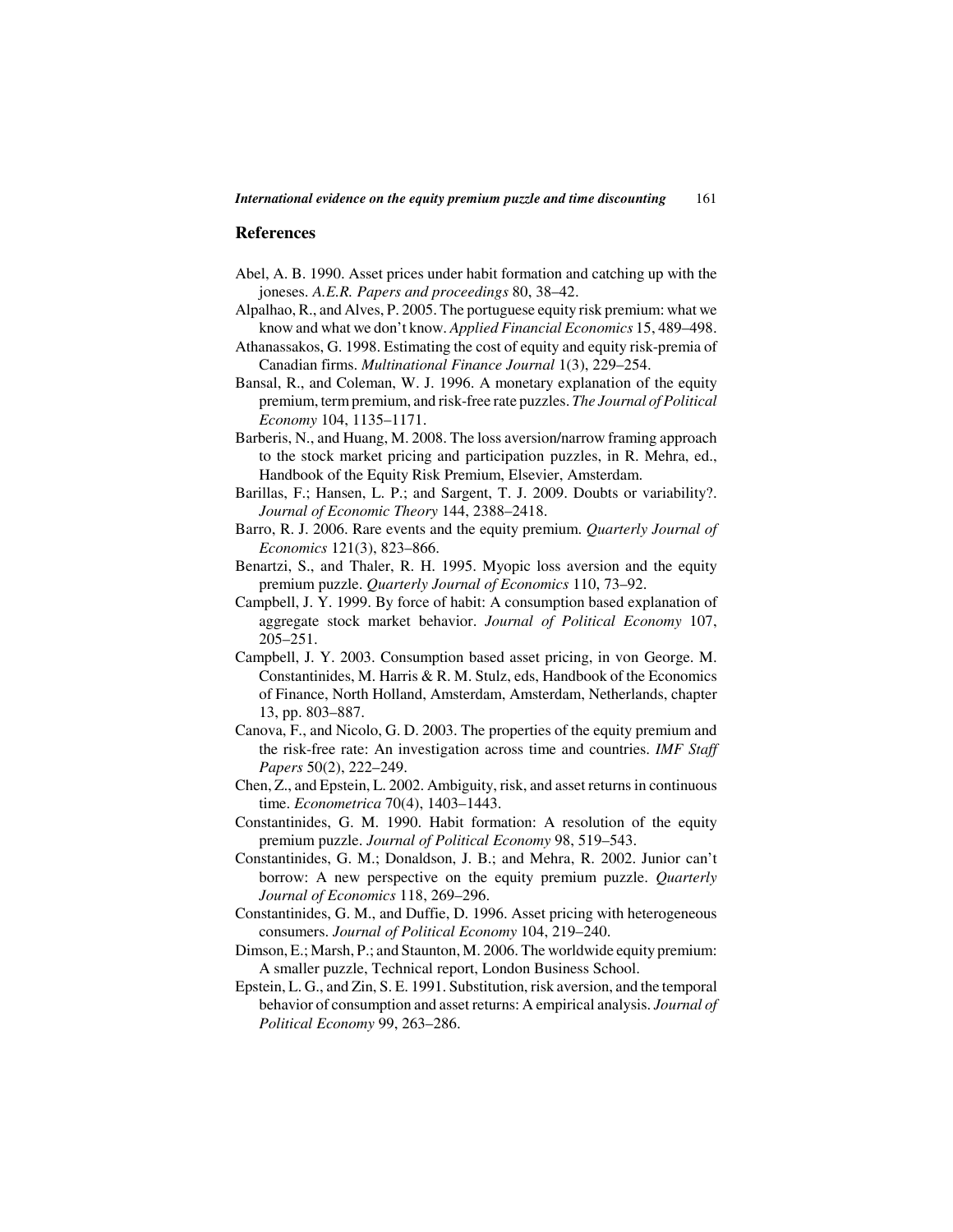## References

Abel, A. B. 1990. Asset prices under habit formation and catching up with the joneses. *A.E.R. Papers and proceedings* 80, 38–42.

Alpalhao, R., and Alves, P. 2005. The portuguese equity risk premium: what we know and what we don't know. *Applied Financial Economics* 15, 489–498.

Athanassakos, G. 1998. Estimating the cost of equity and equity risk-premia of Canadian firms. *Multinational Finance Journal* 1(3), 229–254.

Bansal, R., and Coleman, W. J. 1996. A monetary explanation of the equity premium, term premium, and risk-free rate puzzles. *The Journal of Political Economy* 104, 1135–1171.

Barberis, N., and Huang, M. 2008. The loss aversion/narrow framing approach to the stock market pricing and participation puzzles, in R. Mehra, ed., Handbook of the Equity Risk Premium, Elsevier, Amsterdam.

Barillas, F.; Hansen, L. P.; and Sargent, T. J. 2009. Doubts or variability?. *Journal of Economic Theory* 144, 2388–2418.

Barro, R. J. 2006. Rare events and the equity premium. *Quarterly Journal of Economics* 121(3), 823–866.

Benartzi, S., and Thaler, R. H. 1995. Myopic loss aversion and the equity premium puzzle. *Quarterly Journal of Economics* 110, 73–92.

Campbell, J. Y. 1999. By force of habit: A consumption based explanation of aggregate stock market behavior. *Journal of Political Economy* 107, 205–251.

Campbell, J. Y. 2003. Consumption based asset pricing, in von George. M. Constantinides, M. Harris & R. M. Stulz, eds, Handbook of the Economics of Finance, North Holland, Amsterdam, Amsterdam, Netherlands, chapter 13, pp. 803–887.

Canova, F., and Nicolo, G. D. 2003. The properties of the equity premium and the risk-free rate: An investigation across time and countries. *IMF Staff Papers* 50(2), 222–249.

Chen, Z., and Epstein, L. 2002. Ambiguity, risk, and asset returns in continuous time. *Econometrica* 70(4), 1403–1443.

Constantinides, G. M. 1990. Habit formation: A resolution of the equity premium puzzle. *Journal of Political Economy* 98, 519–543.

Constantinides, G. M.; Donaldson, J. B.; and Mehra, R. 2002. Junior can't borrow: A new perspective on the equity premium puzzle. *Quarterly Journal of Economics* 118, 269–296.

Constantinides, G. M., and Duffie, D. 1996. Asset pricing with heterogeneous consumers. *Journal of Political Economy* 104, 219–240.

Dimson, E.; Marsh, P.; and Staunton, M. 2006. The worldwide equity premium: A smaller puzzle, Technical report, London Business School.

Epstein, L. G., and Zin, S. E. 1991. Substitution, risk aversion, and the temporal behavior of consumption and asset returns: A empirical analysis. *Journal of Political Economy* 99, 263–286.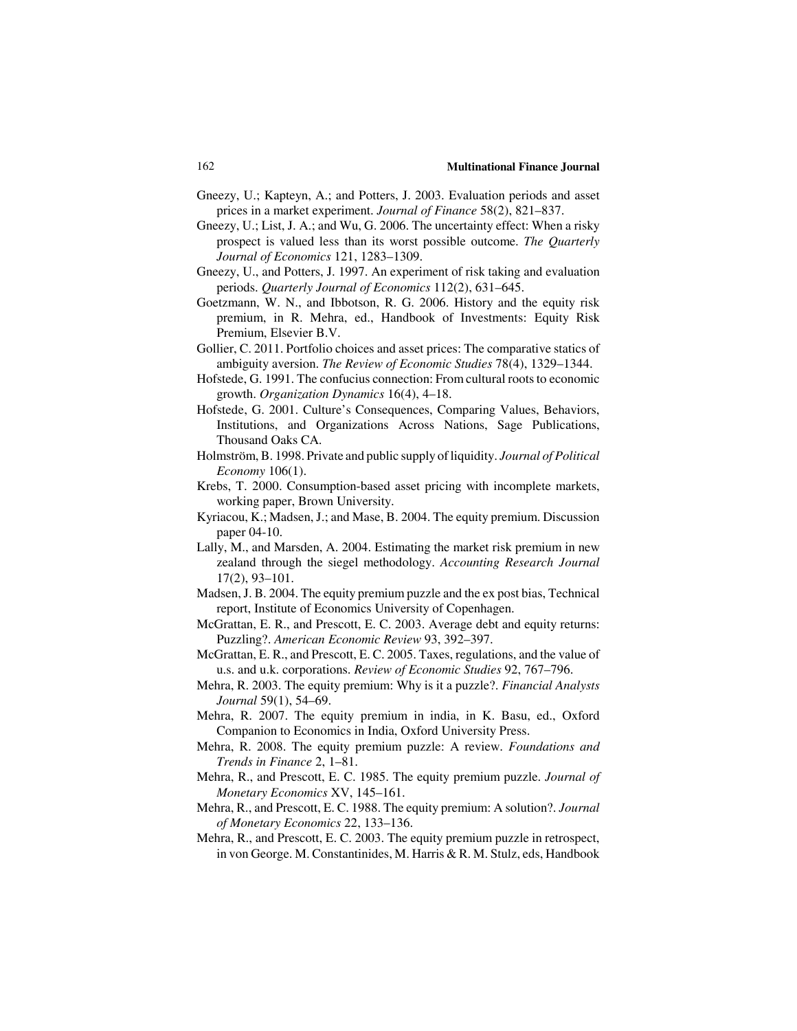Gneezy, U.; Kapteyn, A.; and Potters, J. 2003. Evaluation periods and asset prices in a market experiment. *Journal of Finance* 58(2), 821–837.

Gneezy, U.; List, J. A.; and Wu, G. 2006. The uncertainty effect: When a risky prospect is valued less than its worst possible outcome. *The Quarterly Journal of Economics* 121, 1283–1309.

Gneezy, U., and Potters, J. 1997. An experiment of risk taking and evaluation periods. *Quarterly Journal of Economics* 112(2), 631–645.

Goetzmann, W. N., and Ibbotson, R. G. 2006. History and the equity risk premium, in R. Mehra, ed., Handbook of Investments: Equity Risk Premium, Elsevier B.V.

Gollier, C. 2011. Portfolio choices and asset prices: The comparative statics of ambiguity aversion. *The Review of Economic Studies* 78(4), 1329–1344.

Hofstede, G. 1991. The confucius connection: From cultural roots to economic growth. *Organization Dynamics* 16(4), 4–18.

Hofstede, G. 2001. Culture's Consequences, Comparing Values, Behaviors, Institutions, and Organizations Across Nations, Sage Publications, Thousand Oaks CA.

Holmström, B. 1998. Private and public supply of liquidity. *Journal of Political Economy* 106(1).

Krebs, T. 2000. Consumption-based asset pricing with incomplete markets, working paper, Brown University.

Kyriacou, K.; Madsen, J.; and Mase, B. 2004. The equity premium. Discussion paper 04-10.

Lally, M., and Marsden, A. 2004. Estimating the market risk premium in new zealand through the siegel methodology. *Accounting Research Journal* 17(2), 93–101.

Madsen, J. B. 2004. The equity premium puzzle and the ex post bias, Technical report, Institute of Economics University of Copenhagen.

McGrattan, E. R., and Prescott, E. C. 2003. Average debt and equity returns: Puzzling?. *American Economic Review* 93, 392–397.

McGrattan, E. R., and Prescott, E. C. 2005. Taxes, regulations, and the value of u.s. and u.k. corporations. *Review of Economic Studies* 92, 767–796.

Mehra, R. 2003. The equity premium: Why is it a puzzle?. *Financial Analysts Journal* 59(1), 54–69.

Mehra, R. 2007. The equity premium in india, in K. Basu, ed., Oxford Companion to Economics in India, Oxford University Press.

Mehra, R. 2008. The equity premium puzzle: A review. *Foundations and Trends in Finance* 2, 1–81.

Mehra, R., and Prescott, E. C. 1985. The equity premium puzzle. *Journal of Monetary Economics* XV, 145–161.

Mehra, R., and Prescott, E. C. 1988. The equity premium: A solution?. *Journal of Monetary Economics* 22, 133–136.

Mehra, R., and Prescott, E. C. 2003. The equity premium puzzle in retrospect, in von George. M. Constantinides, M. Harris & R. M. Stulz, eds, Handbook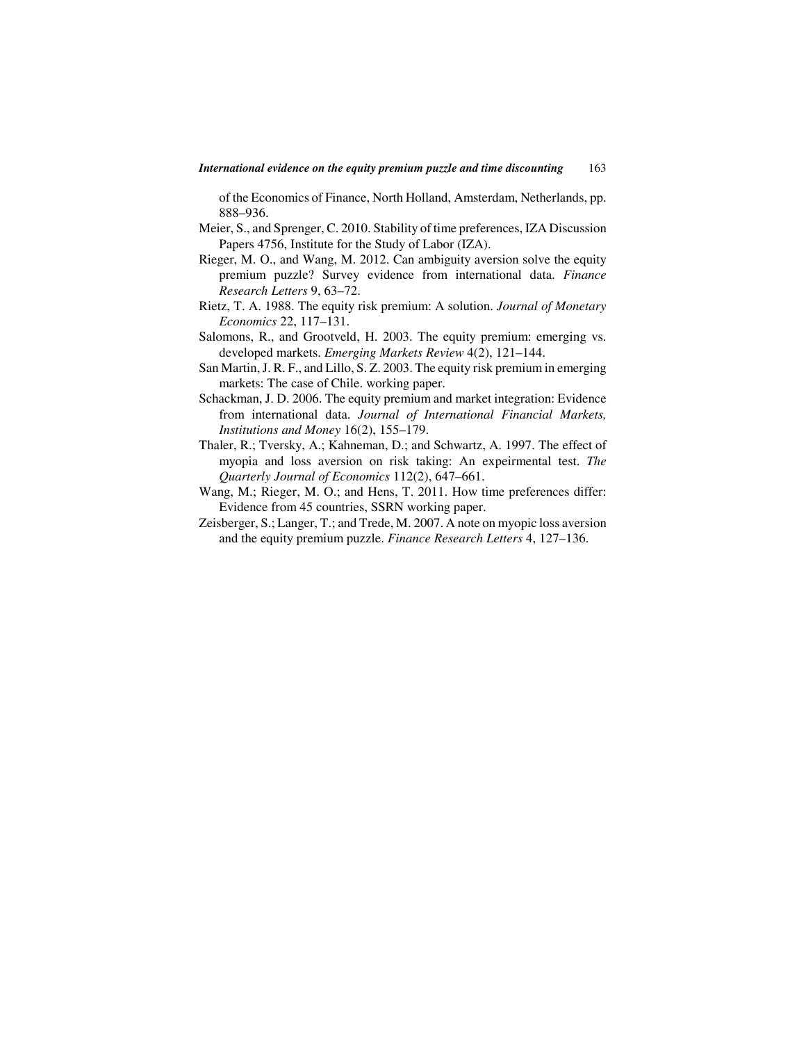of the Economics of Finance, North Holland, Amsterdam, Netherlands, pp. 888–936.

Meier, S., and Sprenger, C. 2010. Stability of time preferences, IZA Discussion Papers 4756, Institute for the Study of Labor (IZA).

Rieger, M. O., and Wang, M. 2012. Can ambiguity aversion solve the equity premium puzzle? Survey evidence from international data. *Finance Research Letters* 9, 63–72.

Rietz, T. A. 1988. The equity risk premium: A solution. *Journal of Monetary Economics* 22, 117–131.

Salomons, R., and Grootveld, H. 2003. The equity premium: emerging vs. developed markets. *Emerging Markets Review* 4(2), 121–144.

San Martin, J. R. F., and Lillo, S. Z. 2003. The equity risk premium in emerging markets: The case of Chile. working paper.

Schackman, J. D. 2006. The equity premium and market integration: Evidence from international data. *Journal of International Financial Markets, Institutions and Money* 16(2), 155–179.

Thaler, R.; Tversky, A.; Kahneman, D.; and Schwartz, A. 1997. The effect of myopia and loss aversion on risk taking: An expeirmental test. *The Quarterly Journal of Economics* 112(2), 647–661.

Wang, M.; Rieger, M. O.; and Hens, T. 2011. How time preferences differ: Evidence from 45 countries, SSRN working paper.

Zeisberger, S.; Langer, T.; and Trede, M. 2007. A note on myopic loss aversion and the equity premium puzzle. *Finance Research Letters* 4, 127–136.